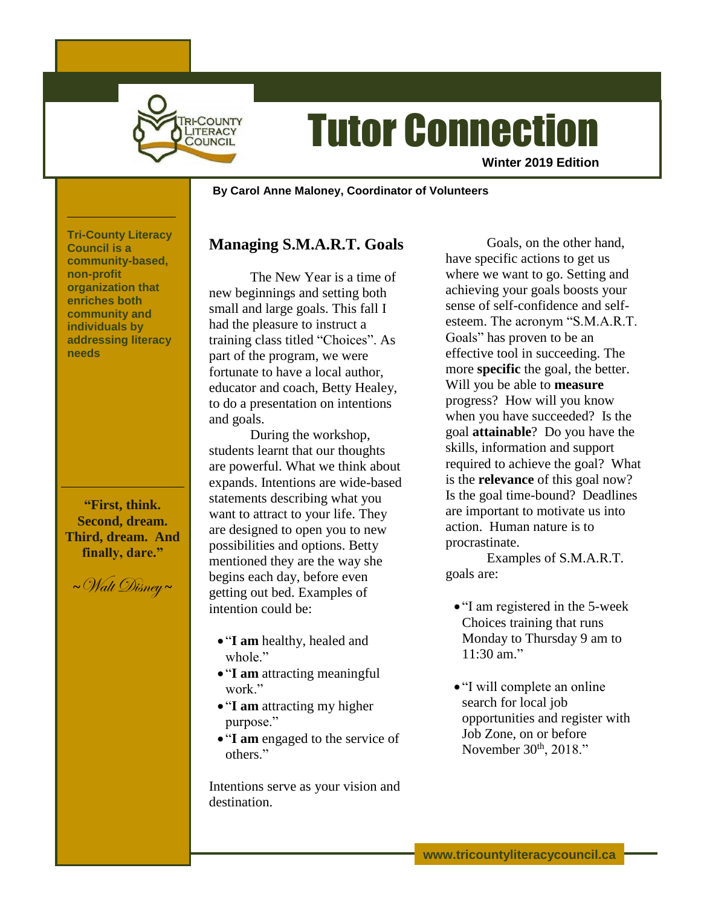# Tutor Connection

**Winter 2019 Edition**

**By Carol Anne Maloney, Coordinator of Volunteers**

**Tri-County Literacy Council is a community-based, non-profit organization that enriches both community and individuals by addressing literacy needs**

**"First, think. Second, dream. Third, dream. And finally, dare."**

*~Walt Disney~*

## Managing S.M.A.R.T. Goals

The New Year is a time of new beginnings and setting both small and large goals. This fall I had the pleasure to instruct a training class titled "Choices". As part of the program, we were fortunate to have a local author, educator and coach, Betty Healey, to do a presentation on intentions and goals.

During the workshop, students learnt that our thoughts are powerful. What we think about expands. Intentions are wide-based statements describing what you want to attract to your life. They are designed to open you to new possibilities and options. Betty mentioned they are the way she begins each day, before even getting out bed. Examples of intention could be:

- "**I am** healthy, healed and whole."
- "**I am** attracting meaningful work."
- "**I am** attracting my higher purpose."
- "**I am** engaged to the service of others."

Intentions serve as your vision and destination.

Goals, on the other hand, have specific actions to get us where we want to go. Setting and achieving your goals boosts your sense of self-confidence and self-esteem. The acronym "S.M.A.R.T. Goals" has proven to be an effective tool in succeeding. The more **specific** the goal, the better. Will you be able to **measure** progress? How will you know when you have succeeded? Is the goal **attainable**? Do you have the skills, information and support required to achieve the goal? What is the **relevance** of this goal now? Is the goal time-bound? Deadlines are important to motivate us into action. Human nature is to procrastinate.

Examples of S.M.A.R.T. goals are:

- "I am registered in the 5-week Choices training that runs Monday to Thursday 9 am to 11:30 am."
- "I will complete an online search for local job opportunities and register with Job Zone, on or before November 30th, 2018."

www.tricountyliteracycouncil.ca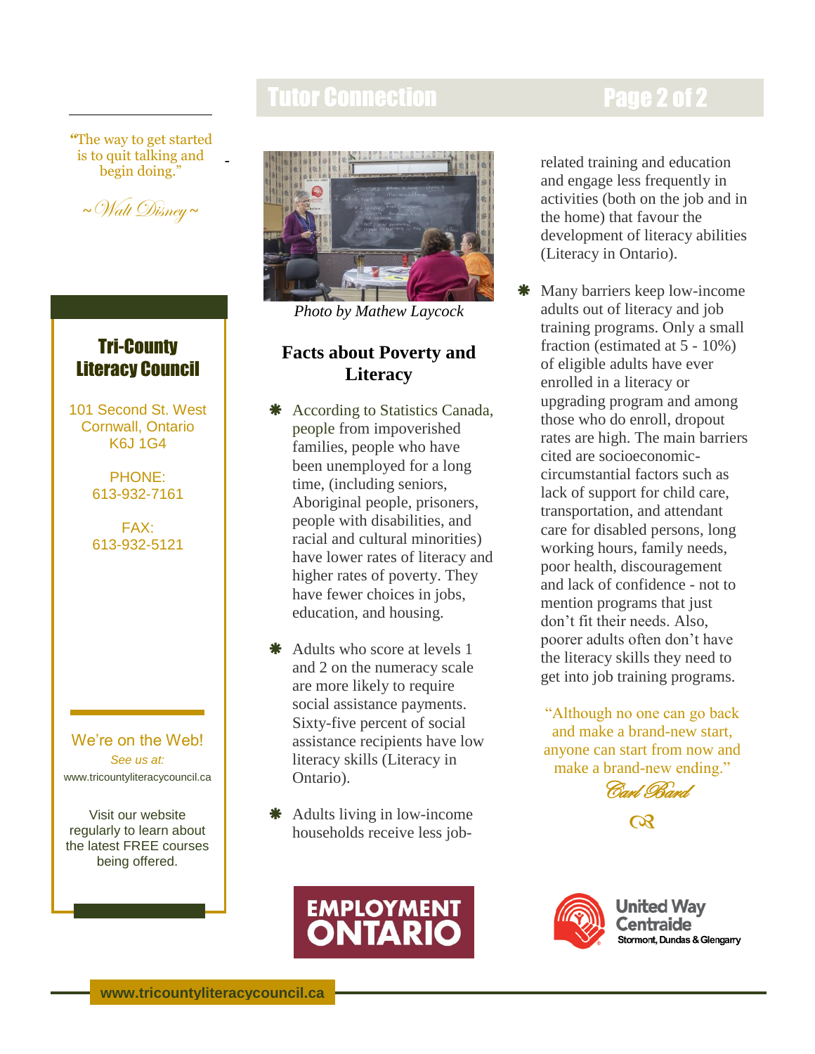"The way to get started is to quit talking and begin doing."

~ Walt Disney ~

**Tri-County Literacy Council**

101 Second St. West
Cornwall, Ontario
K6J 1G4

PHONE:
613-932-7161

FAX:
613-932-5121

We're on the Web!

*See us at:*

www.tricountyliteracycouncil.ca

Visit our website regularly to learn about the latest FREE courses being offered.

*Photo by Mathew Laycock*

## Facts about Poverty and Literacy

- According to Statistics Canada, people from impoverished families, people who have been unemployed for a long time, (including seniors, Aboriginal people, prisoners, people with disabilities, and racial and cultural minorities) have lower rates of literacy and higher rates of poverty. They have fewer choices in jobs, education, and housing.
- Adults who score at levels 1 and 2 on the numeracy scale are more likely to require social assistance payments. Sixty-five percent of social assistance recipients have low literacy skills (Literacy in Ontario).
- Adults living in low-income households receive less job-related training and education and engage less frequently in activities (both on the job and in the home) that favour the development of literacy abilities (Literacy in Ontario).
- Many barriers keep low-income adults out of literacy and job training programs. Only a small fraction (estimated at 5 - 10%) of eligible adults have ever enrolled in a literacy or upgrading program and among those who do enroll, dropout rates are high. The main barriers cited are socioeconomic-circumstantial factors such as lack of support for child care, transportation, and attendant care for disabled persons, long working hours, family needs, poor health, discouragement and lack of confidence - not to mention programs that just don't fit their needs. Also, poorer adults often don't have the literacy skills they need to get into job training programs.

"Although no one can go back and make a brand-new start, anyone can start from now and make a brand-new ending."

Carl Bard

EMPLOYMENT ONTARIO

United Way Centraide Stormont, Dundas & Glengarry

www.tricountyliteracycouncil.ca